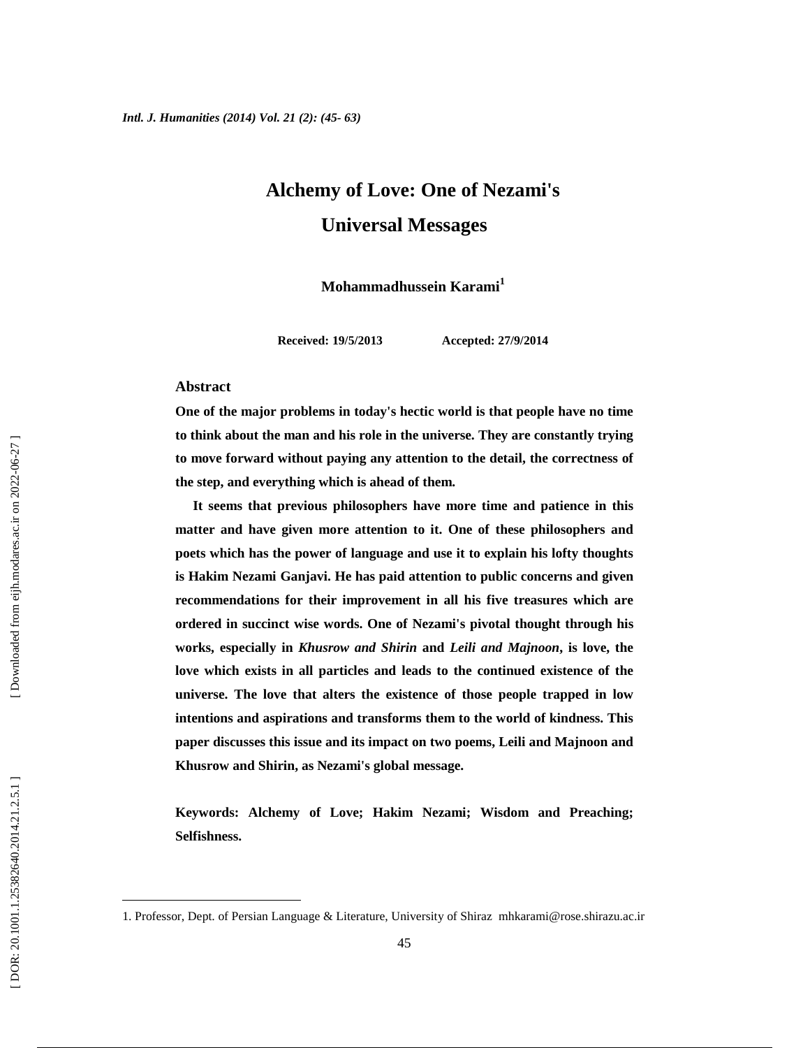# Alchemy of Love: One of Nezami's Universal Messages

**Mohammadhussein Karami**[1]

**Received: 19/5/2013 Accepted: 27/9/2014**

## Abstract

**One of the major problems in today's hectic world is that people have no time to think about the man and his role in the universe. They are constantly trying to move forward without paying any attention to the detail, the correctness of the step, and everything which is ahead of them.**

**It seems that previous philosophers have more time and patience in this matter and have given more attention to it. One of these philosophers and poets which has the power of language and use it to explain his lofty thoughts is Hakim Nezami Ganjavi. He has paid attention to public concerns and given recommendations for their improvement in all his five treasures which are ordered in succinct wise words. One of Nezami's pivotal thought through his works, especially in *Khusrow and Shirin* and *Leili and Majnoon*, is love, the love which exists in all particles and leads to the continued existence of the universe. The love that alters the existence of those people trapped in low intentions and aspirations and transforms them to the world of kindness. This paper discusses this issue and its impact on two poems, Leili and Majnoon and Khusrow and Shirin, as Nezami's global message.**

**Keywords: Alchemy of Love; Hakim Nezami; Wisdom and Preaching; Selfishness.**

---

1. Professor, Dept. of Persian Language & Literature, University of Shiraz mhkarami@rose.shirazu.ac.ir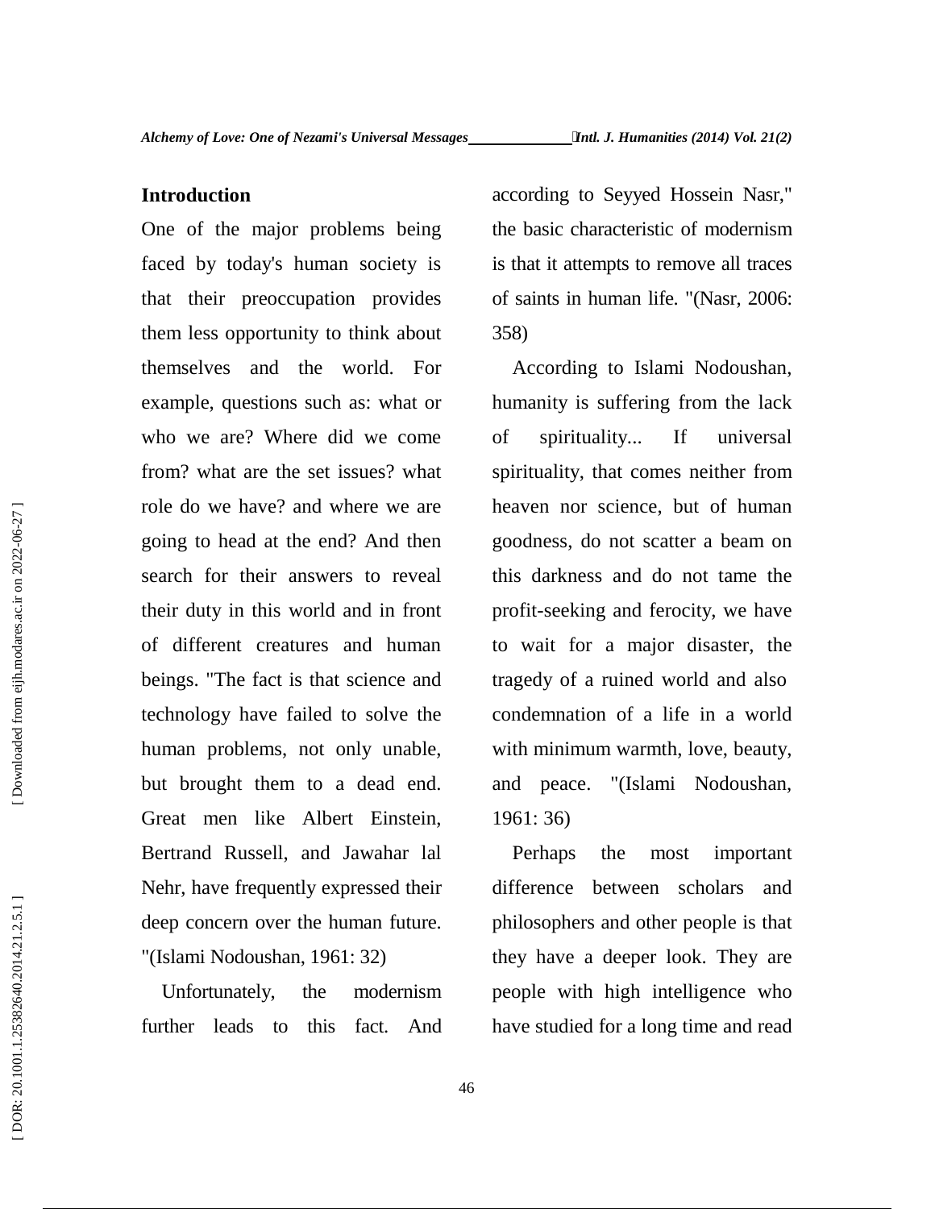## Introduction

One of the major problems being faced by today's human society is that their preoccupation provides them less opportunity to think about themselves and the world. For example, questions such as: what or who we are? Where did we come from? what are the set issues? what role do we have? and where we are going to head at the end? And then search for their answers to reveal their duty in this world and in front of different creatures and human beings. "The fact is that science and technology have failed to solve the human problems, not only unable, but brought them to a dead end. Great men like Albert Einstein, Bertrand Russell, and Jawahar lal Nehr, have frequently expressed their deep concern over the human future. "(Islami Nodoushan, 1961: 32)

Unfortunately, the modernism further leads to this fact. And according to Seyyed Hossein Nasr," the basic characteristic of modernism is that it attempts to remove all traces of saints in human life. "(Nasr, 2006: 358)

According to Islami Nodoushan, humanity is suffering from the lack of spirituality... If universal spirituality, that comes neither from heaven nor science, but of human goodness, do not scatter a beam on this darkness and do not tame the profit-seeking and ferocity, we have to wait for a major disaster, the tragedy of a ruined world and also condemnation of a life in a world with minimum warmth, love, beauty, and peace. "(Islami Nodoushan, 1961: 36)

Perhaps the most important difference between scholars and philosophers and other people is that they have a deeper look. They are people with high intelligence who have studied for a long time and read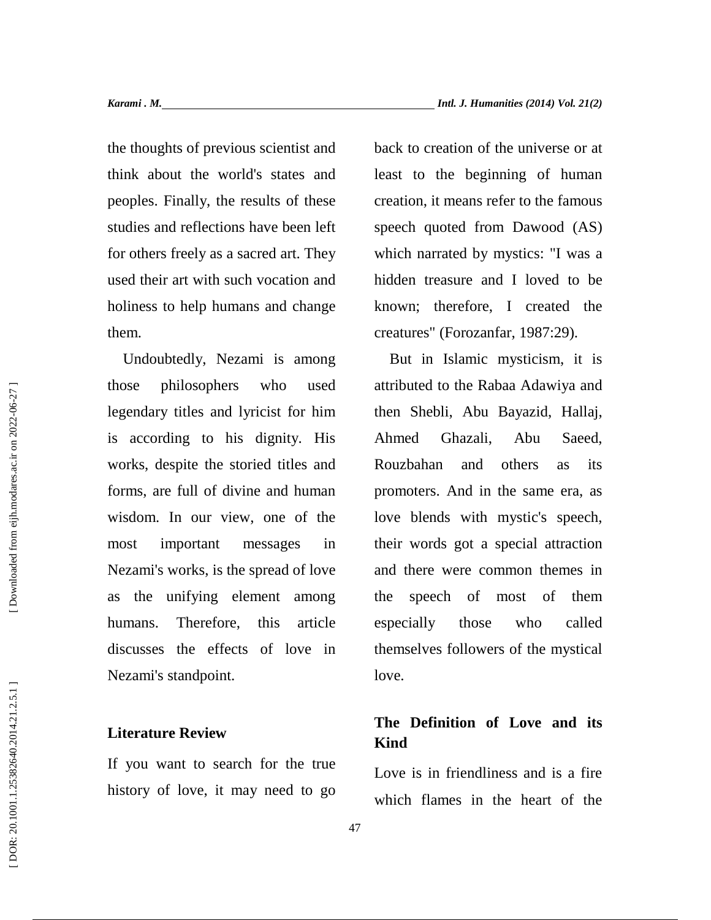the thoughts of previous scientist and think about the world's states and peoples. Finally, the results of these studies and reflections have been left for others freely as a sacred art. They used their art with such vocation and holiness to help humans and change them.

Undoubtedly, Nezami is among those philosophers who used legendary titles and lyricist for him is according to his dignity. His works, despite the storied titles and forms, are full of divine and human wisdom. In our view, one of the most important messages in Nezami's works, is the spread of love as the unifying element among humans. Therefore, this article discusses the effects of love in Nezami's standpoint.

## Literature Review

If you want to search for the true history of love, it may need to go back to creation of the universe or at least to the beginning of human creation, it means refer to the famous speech quoted from Dawood (AS) which narrated by mystics: "I was a hidden treasure and I loved to be known; therefore, I created the creatures" (Forozanfar, 1987:29).

But in Islamic mysticism, it is attributed to the Rabaa Adawiya and then Shebli, Abu Bayazid, Hallaj, Ahmed Ghazali, Abu Saeed, Rouzbahan and others as its promoters. And in the same era, as love blends with mystic's speech, their words got a special attraction and there were common themes in the speech of most of them especially those who called themselves followers of the mystical love.

## The Definition of Love and its Kind

Love is in friendliness and is a fire which flames in the heart of the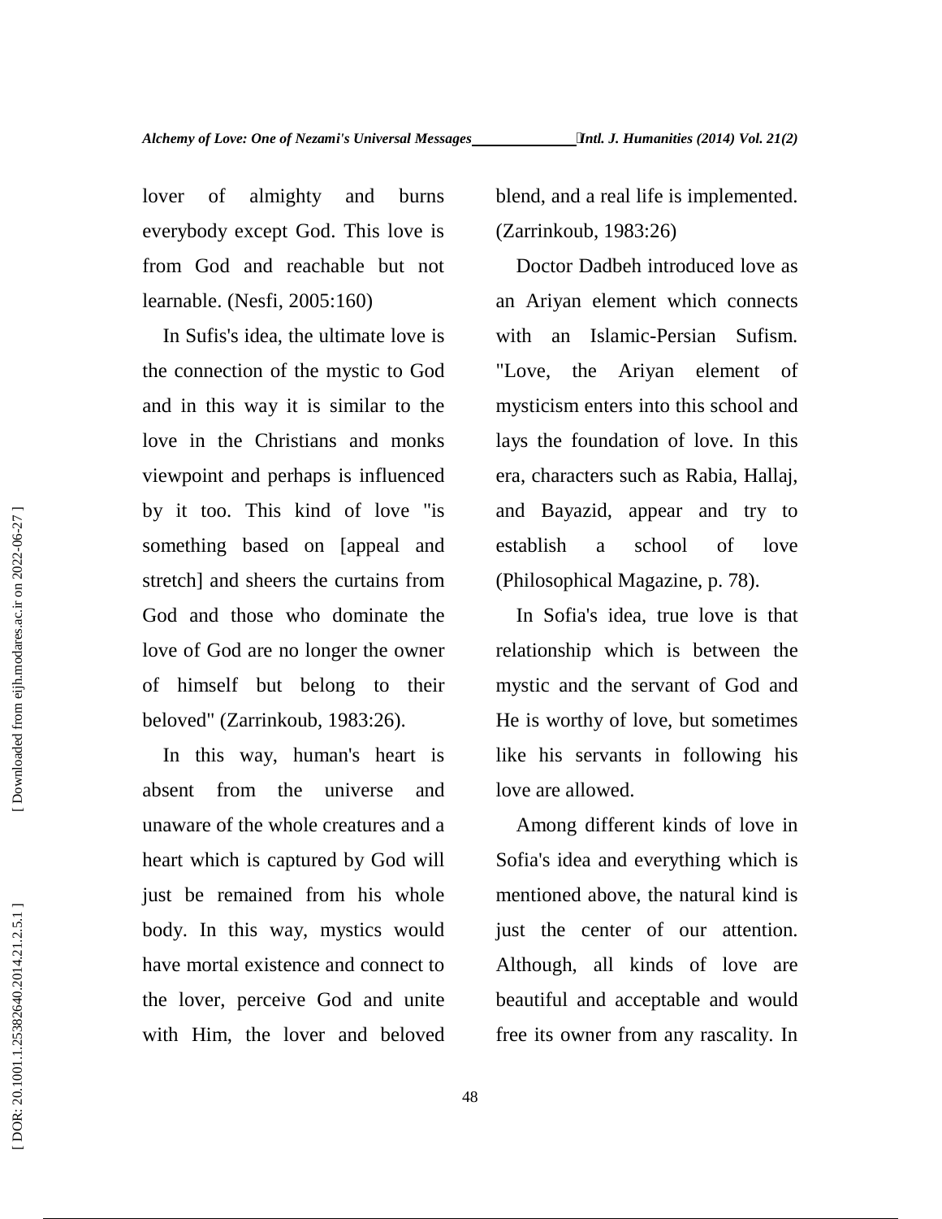lover of almighty and burns everybody except God. This love is from God and reachable but not learnable. (Nesfi, 2005:160)

In Sufis's idea, the ultimate love is the connection of the mystic to God and in this way it is similar to the love in the Christians and monks viewpoint and perhaps is influenced by it too. This kind of love "is something based on [appeal and stretch] and sheers the curtains from God and those who dominate the love of God are no longer the owner of himself but belong to their beloved" (Zarrinkoub, 1983:26).

In this way, human's heart is absent from the universe and unaware of the whole creatures and a heart which is captured by God will just be remained from his whole body. In this way, mystics would have mortal existence and connect to the lover, perceive God and unite with Him, the lover and beloved blend, and a real life is implemented. (Zarrinkoub, 1983:26)

Doctor Dadbeh introduced love as an Ariyan element which connects with an Islamic-Persian Sufism. "Love, the Ariyan element of mysticism enters into this school and lays the foundation of love. In this era, characters such as Rabia, Hallaj, and Bayazid, appear and try to establish a school of love (Philosophical Magazine, p. 78).

In Sofia's idea, true love is that relationship which is between the mystic and the servant of God and He is worthy of love, but sometimes like his servants in following his love are allowed.

Among different kinds of love in Sofia's idea and everything which is mentioned above, the natural kind is just the center of our attention. Although, all kinds of love are beautiful and acceptable and would free its owner from any rascality. In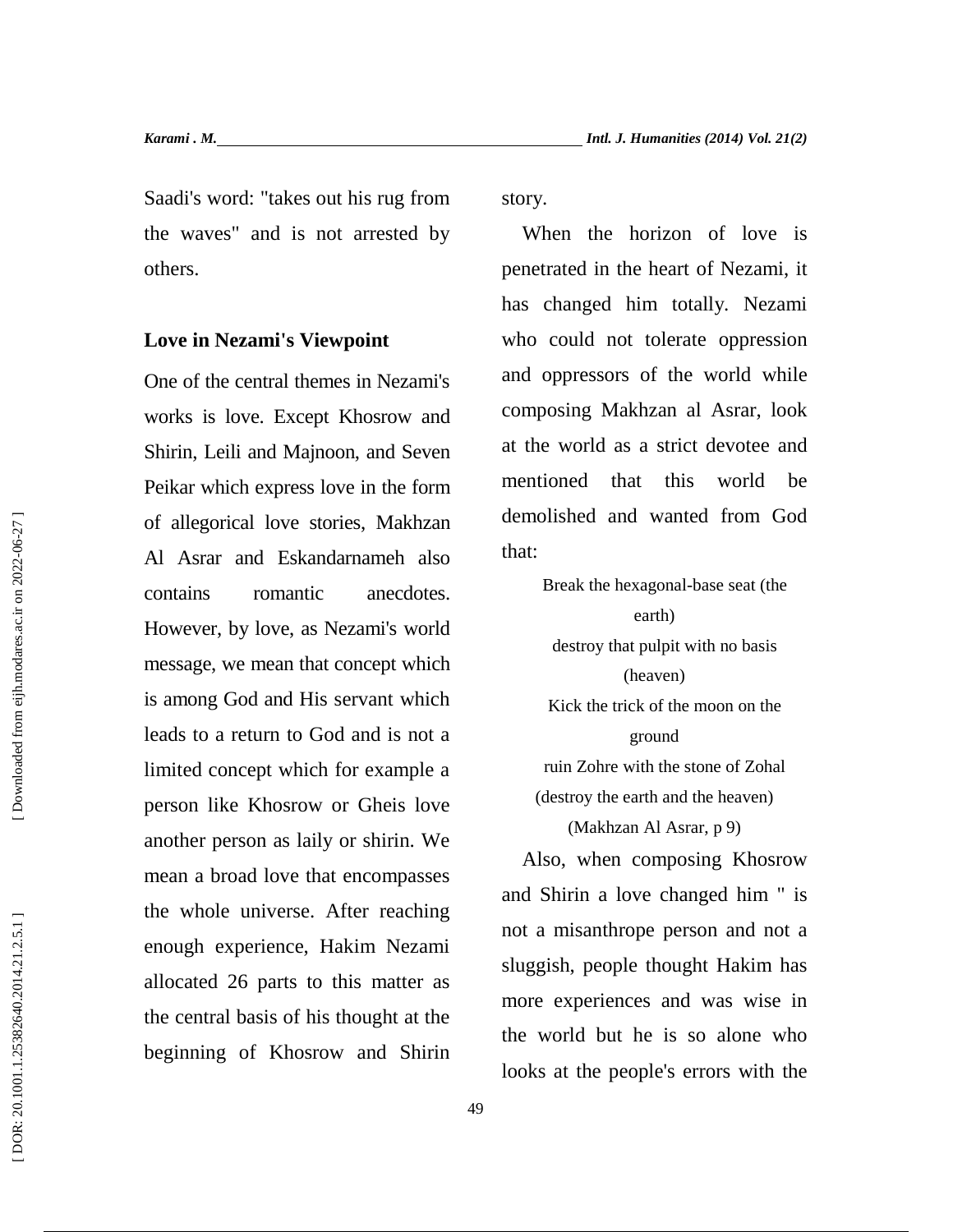Saadi's word: "takes out his rug from the waves" and is not arrested by others.

### Love in Nezami's Viewpoint

One of the central themes in Nezami's works is love. Except Khosrow and Shirin, Leili and Majnoon, and Seven Peikar which express love in the form of allegorical love stories, Makhzan Al Asrar and Eskandarnameh also contains romantic anecdotes. However, by love, as Nezami's world message, we mean that concept which is among God and His servant which leads to a return to God and is not a limited concept which for example a person like Khosrow or Gheis love another person as laily or shirin. We mean a broad love that encompasses the whole universe. After reaching enough experience, Hakim Nezami allocated 26 parts to this matter as the central basis of his thought at the beginning of Khosrow and Shirin story.

When the horizon of love is penetrated in the heart of Nezami, it has changed him totally. Nezami who could not tolerate oppression and oppressors of the world while composing Makhzan al Asrar, look at the world as a strict devotee and mentioned that this world be demolished and wanted from God that:

> Break the hexagonal-base seat (the earth)
> destroy that pulpit with no basis (heaven)
> Kick the trick of the moon on the ground
> ruin Zohre with the stone of Zohal (destroy the earth and the heaven)
> (Makhzan Al Asrar, p 9)

Also, when composing Khosrow and Shirin a love changed him " is not a misanthrope person and not a sluggish, people thought Hakim has more experiences and was wise in the world but he is so alone who looks at the people's errors with the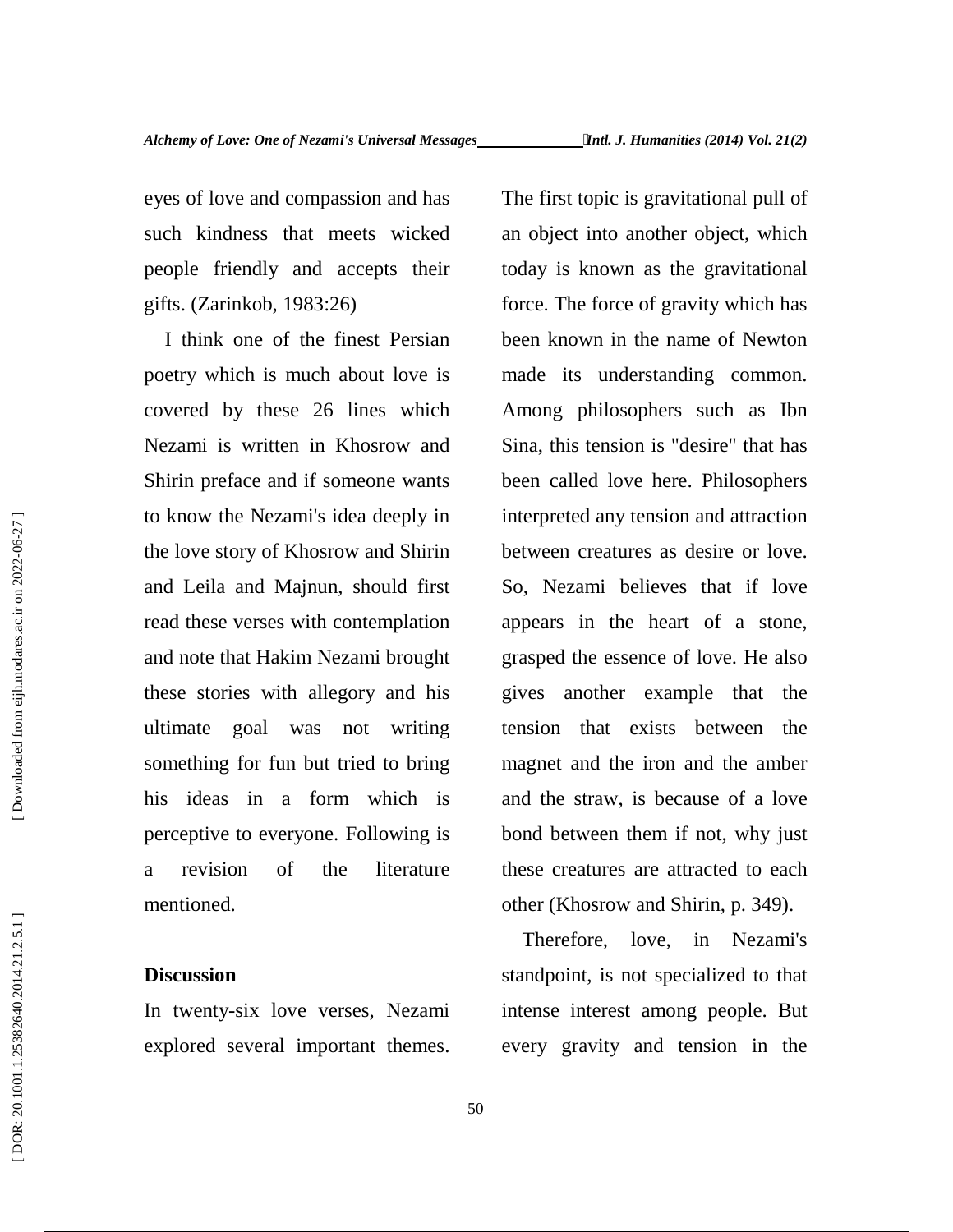eyes of love and compassion and has such kindness that meets wicked people friendly and accepts their gifts. (Zarinkob, 1983:26)

I think one of the finest Persian poetry which is much about love is covered by these 26 lines which Nezami is written in Khosrow and Shirin preface and if someone wants to know the Nezami's idea deeply in the love story of Khosrow and Shirin and Leila and Majnun, should first read these verses with contemplation and note that Hakim Nezami brought these stories with allegory and his ultimate goal was not writing something for fun but tried to bring his ideas in a form which is perceptive to everyone. Following is a revision of the literature mentioned.

## Discussion

In twenty-six love verses, Nezami explored several important themes. The first topic is gravitational pull of an object into another object, which today is known as the gravitational force. The force of gravity which has been known in the name of Newton made its understanding common. Among philosophers such as Ibn Sina, this tension is "desire" that has been called love here. Philosophers interpreted any tension and attraction between creatures as desire or love. So, Nezami believes that if love appears in the heart of a stone, grasped the essence of love. He also gives another example that the tension that exists between the magnet and the iron and the amber and the straw, is because of a love bond between them if not, why just these creatures are attracted to each other (Khosrow and Shirin, p. 349).

Therefore, love, in Nezami's standpoint, is not specialized to that intense interest among people. But every gravity and tension in the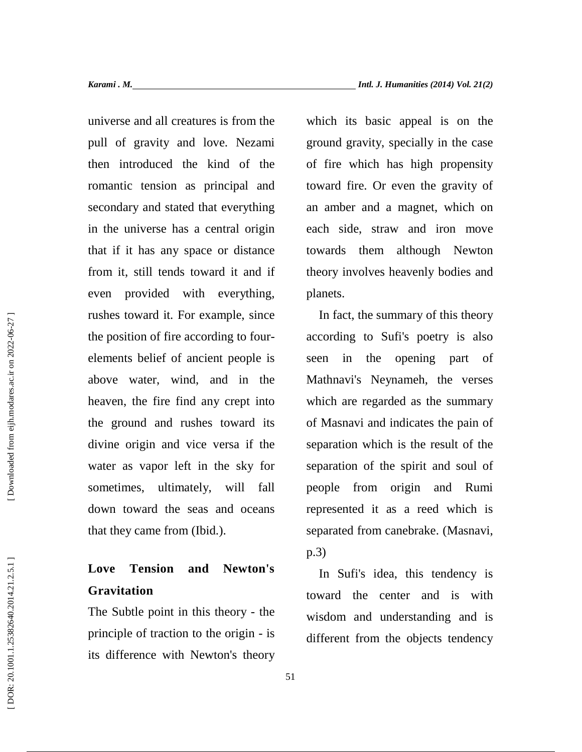universe and all creatures is from the pull of gravity and love. Nezami then introduced the kind of the romantic tension as principal and secondary and stated that everything in the universe has a central origin that if it has any space or distance from it, still tends toward it and if even provided with everything, rushes toward it. For example, since the position of fire according to four-elements belief of ancient people is above water, wind, and in the heaven, the fire find any crept into the ground and rushes toward its divine origin and vice versa if the water as vapor left in the sky for sometimes, ultimately, will fall down toward the seas and oceans that they came from (Ibid.).

## Love Tension and Newton's Gravitation

The Subtle point in this theory - the principle of traction to the origin - is its difference with Newton's theory which its basic appeal is on the ground gravity, specially in the case of fire which has high propensity toward fire. Or even the gravity of an amber and a magnet, which on each side, straw and iron move towards them although Newton theory involves heavenly bodies and planets.

In fact, the summary of this theory according to Sufi's poetry is also seen in the opening part of Mathnavi's Neynameh, the verses which are regarded as the summary of Masnavi and indicates the pain of separation which is the result of the separation of the spirit and soul of people from origin and Rumi represented it as a reed which is separated from canebrake. (Masnavi, p.3)

In Sufi's idea, this tendency is toward the center and is with wisdom and understanding and is different from the objects tendency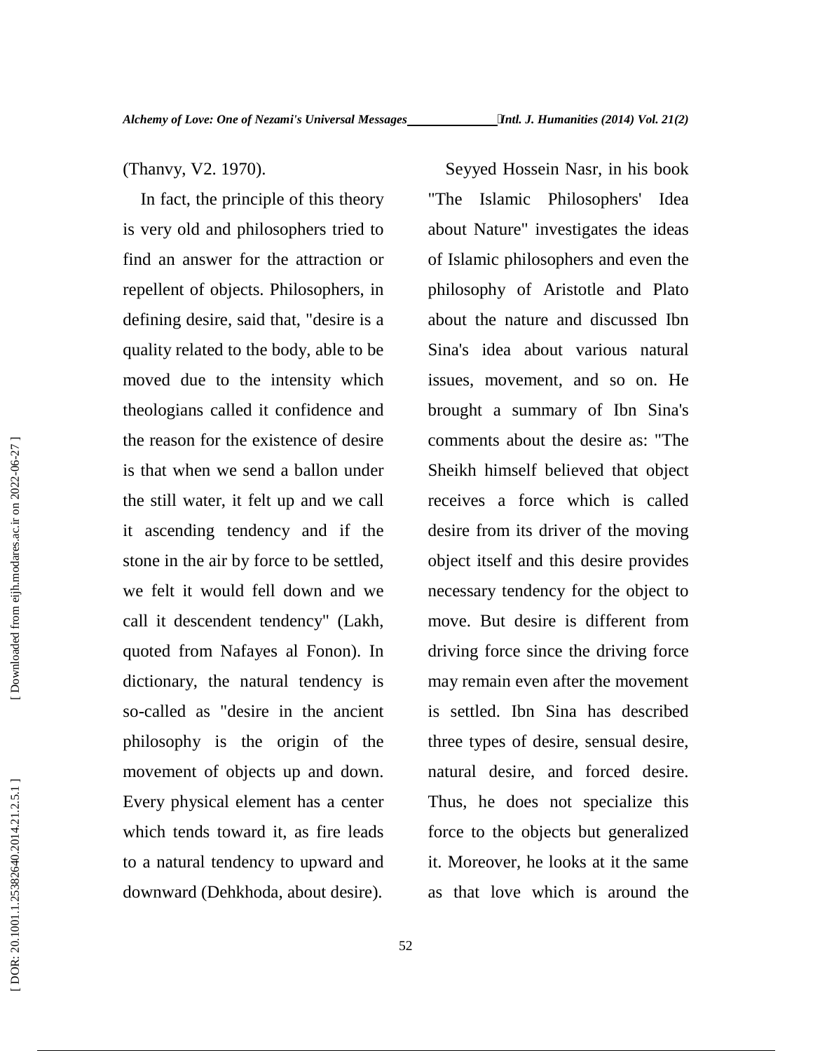(Thanvy, V2. 1970).

In fact, the principle of this theory is very old and philosophers tried to find an answer for the attraction or repellent of objects. Philosophers, in defining desire, said that, "desire is a quality related to the body, able to be moved due to the intensity which theologians called it confidence and the reason for the existence of desire is that when we send a ballon under the still water, it felt up and we call it ascending tendency and if the stone in the air by force to be settled, we felt it would fell down and we call it descendent tendency" (Lakh, quoted from Nafayes al Fonon). In dictionary, the natural tendency is so-called as "desire in the ancient philosophy is the origin of the movement of objects up and down. Every physical element has a center which tends toward it, as fire leads to a natural tendency to upward and downward (Dehkhoda, about desire).

Seyyed Hossein Nasr, in his book "The Islamic Philosophers' Idea about Nature" investigates the ideas of Islamic philosophers and even the philosophy of Aristotle and Plato about the nature and discussed Ibn Sina's idea about various natural issues, movement, and so on. He brought a summary of Ibn Sina's comments about the desire as: "The Sheikh himself believed that object receives a force which is called desire from its driver of the moving object itself and this desire provides necessary tendency for the object to move. But desire is different from driving force since the driving force may remain even after the movement is settled. Ibn Sina has described three types of desire, sensual desire, natural desire, and forced desire. Thus, he does not specialize this force to the objects but generalized it. Moreover, he looks at it the same as that love which is around the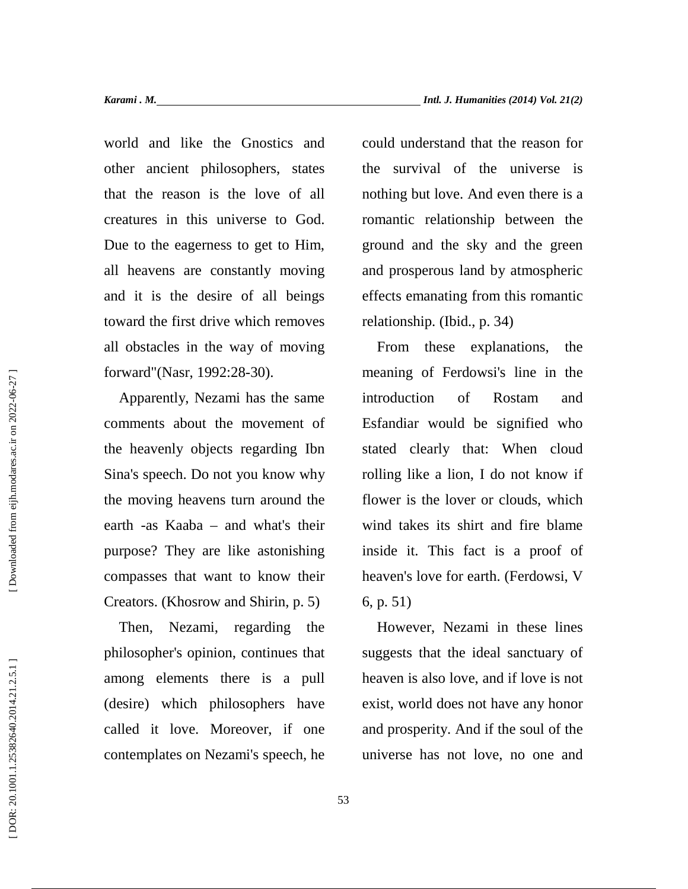world and like the Gnostics and other ancient philosophers, states that the reason is the love of all creatures in this universe to God. Due to the eagerness to get to Him, all heavens are constantly moving and it is the desire of all beings toward the first drive which removes all obstacles in the way of moving forward"(Nasr, 1992:28-30).

Apparently, Nezami has the same comments about the movement of the heavenly objects regarding Ibn Sina's speech. Do not you know why the moving heavens turn around the earth -as Kaaba – and what's their purpose? They are like astonishing compasses that want to know their Creators. (Khosrow and Shirin, p. 5)

Then, Nezami, regarding the philosopher's opinion, continues that among elements there is a pull (desire) which philosophers have called it love. Moreover, if one contemplates on Nezami's speech, he could understand that the reason for the survival of the universe is nothing but love. And even there is a romantic relationship between the ground and the sky and the green and prosperous land by atmospheric effects emanating from this romantic relationship. (Ibid., p. 34)

From these explanations, the meaning of Ferdowsi's line in the introduction of Rostam and Esfandiar would be signified who stated clearly that: When cloud rolling like a lion, I do not know if flower is the lover or clouds, which wind takes its shirt and fire blame inside it. This fact is a proof of heaven's love for earth. (Ferdowsi, V 6, p. 51)

However, Nezami in these lines suggests that the ideal sanctuary of heaven is also love, and if love is not exist, world does not have any honor and prosperity. And if the soul of the universe has not love, no one and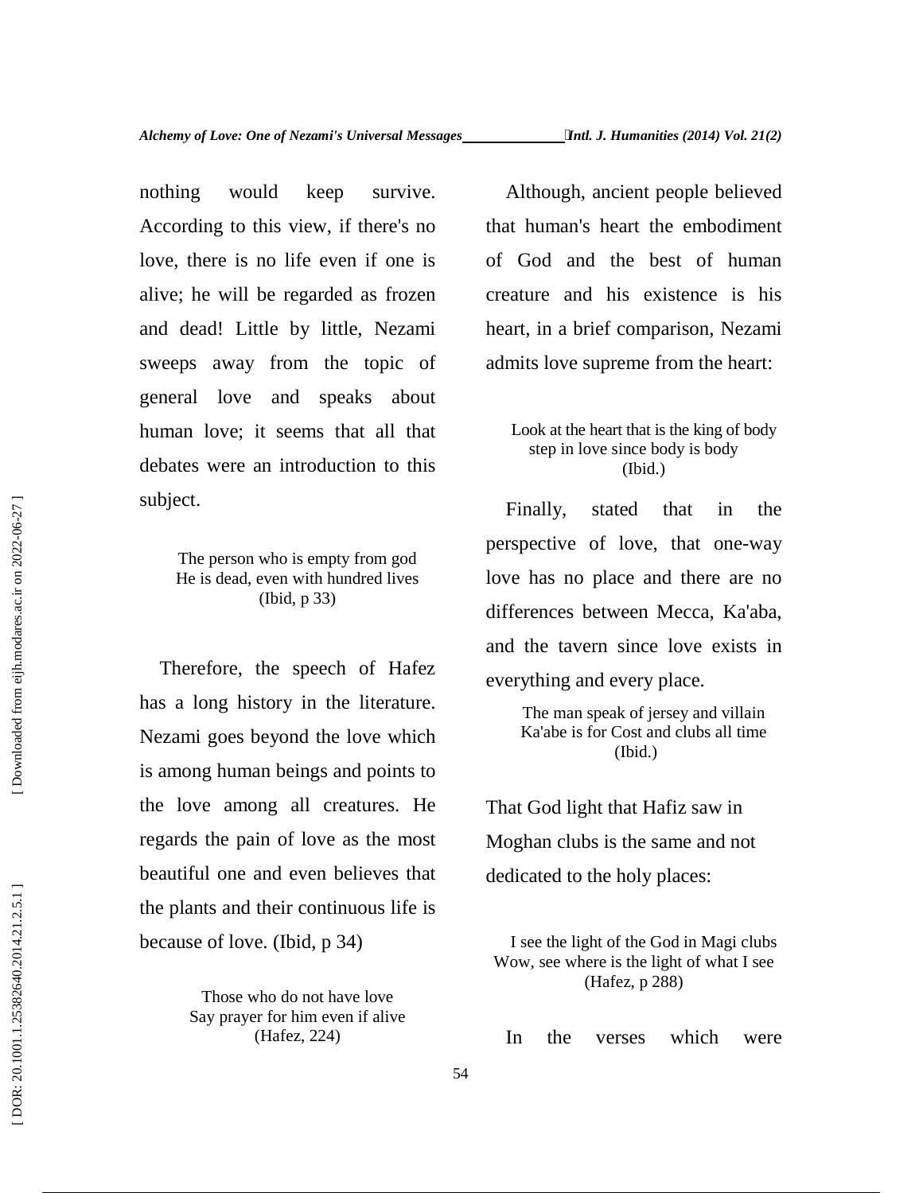nothing would keep survive. According to this view, if there's no love, there is no life even if one is alive; he will be regarded as frozen and dead! Little by little, Nezami sweeps away from the topic of general love and speaks about human love; it seems that all that debates were an introduction to this subject.

The person who is empty from god  
He is dead, even with hundred lives  
(Ibid, p 33)

Therefore, the speech of Hafez has a long history in the literature. Nezami goes beyond the love which is among human beings and points to the love among all creatures. He regards the pain of love as the most beautiful one and even believes that the plants and their continuous life is because of love. (Ibid, p 34)

Those who do not have love  
Say prayer for him even if alive  
(Hafez, 224)

Although, ancient people believed that human's heart the embodiment of God and the best of human creature and his existence is his heart, in a brief comparison, Nezami admits love supreme from the heart:

Look at the heart that is the king of body  
step in love since body is body  
(Ibid.)

Finally, stated that in the perspective of love, that one-way love has no place and there are no differences between Mecca, Ka'aba, and the tavern since love exists in everything and every place.

The man speak of jersey and villain  
Ka'abe is for Cost and clubs all time  
(Ibid.)

That God light that Hafiz saw in Moghan clubs is the same and not dedicated to the holy places:

I see the light of the God in Magi clubs  
Wow, see where is the light of what I see  
(Hafez, p 288)

In the verses which were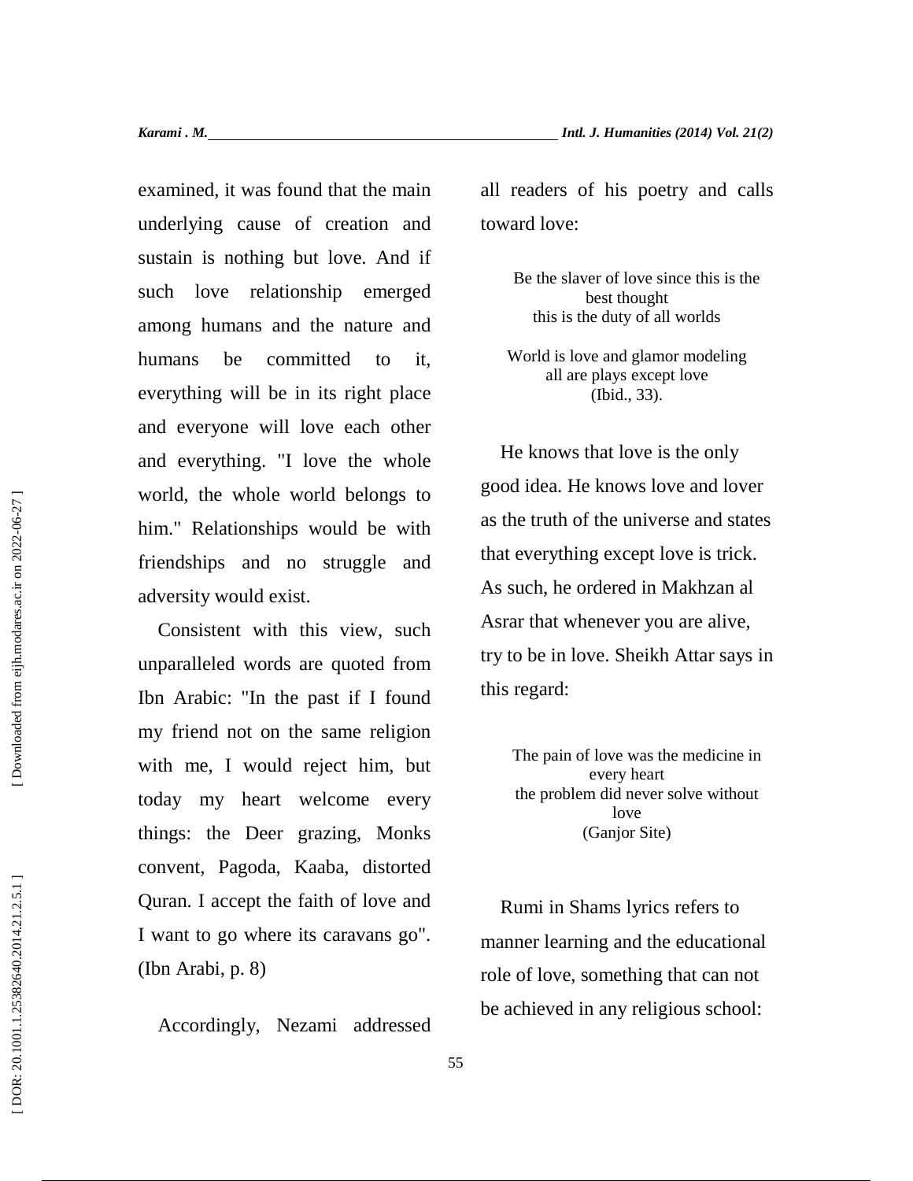examined, it was found that the main underlying cause of creation and sustain is nothing but love. And if such love relationship emerged among humans and the nature and humans be committed to it, everything will be in its right place and everyone will love each other and everything. "I love the whole world, the whole world belongs to him." Relationships would be with friendships and no struggle and adversity would exist.

Consistent with this view, such unparalleled words are quoted from Ibn Arabic: "In the past if I found my friend not on the same religion with me, I would reject him, but today my heart welcome every things: the Deer grazing, Monks convent, Pagoda, Kaaba, distorted Quran. I accept the faith of love and I want to go where its caravans go". (Ibn Arabi, p. 8)

Accordingly, Nezami addressed all readers of his poetry and calls toward love:

> Be the slaver of love since this is the best thought
> this is the duty of all worlds
>
> World is love and glamor modeling
> all are plays except love
> (Ibid., 33).

He knows that love is the only good idea. He knows love and lover as the truth of the universe and states that everything except love is trick. As such, he ordered in Makhzan al Asrar that whenever you are alive, try to be in love. Sheikh Attar says in this regard:

> The pain of love was the medicine in every heart
> the problem did never solve without love
> (Ganjor Site)

Rumi in Shams lyrics refers to manner learning and the educational role of love, something that can not be achieved in any religious school: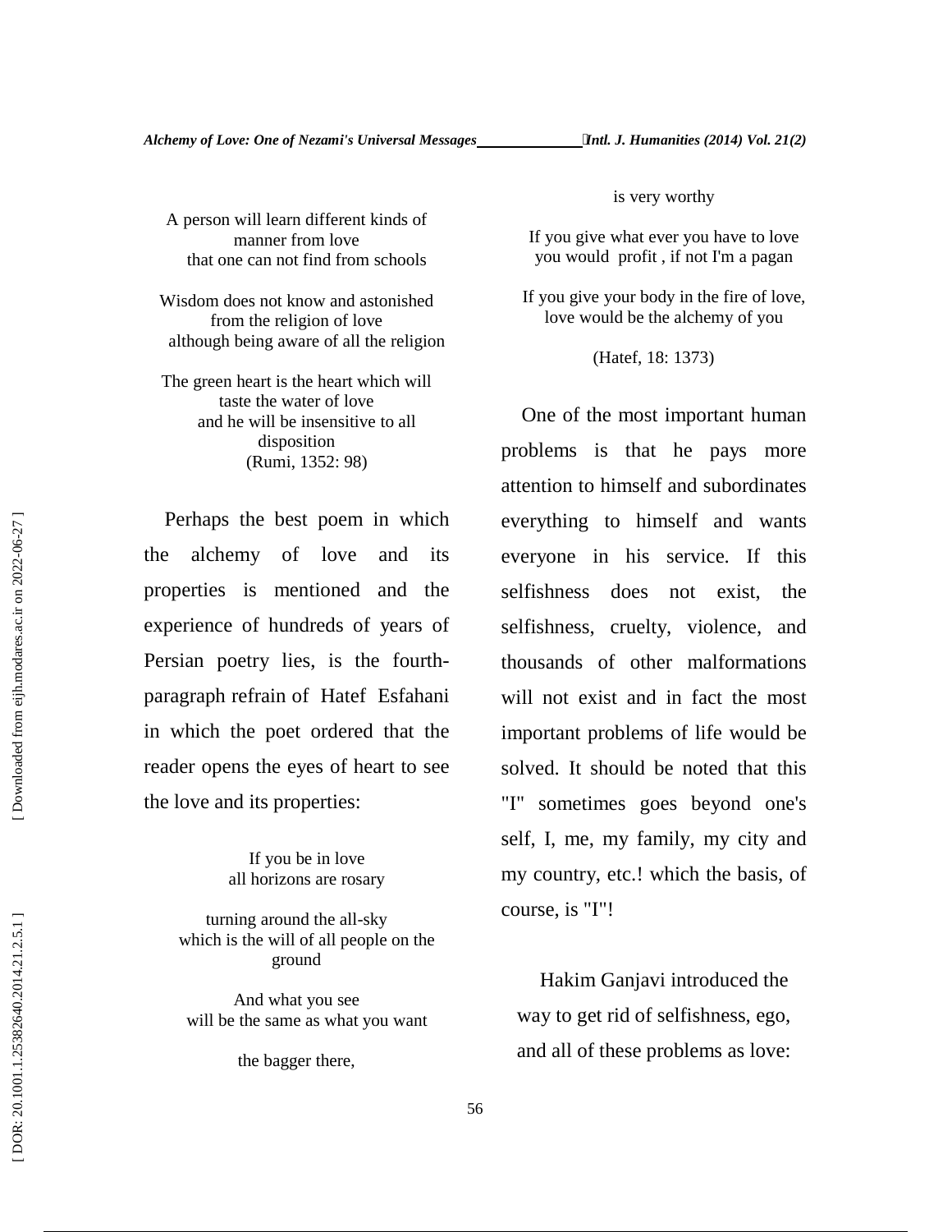A person will learn different kinds of manner from love
that one can not find from schools

Wisdom does not know and astonished from the religion of love
although being aware of all the religion

The green heart is the heart which will taste the water of love
and he will be insensitive to all disposition
(Rumi, 1352: 98)

Perhaps the best poem in which the alchemy of love and its properties is mentioned and the experience of hundreds of years of Persian poetry lies, is the fourth-paragraph refrain of Hatef Esfahani in which the poet ordered that the reader opens the eyes of heart to see the love and its properties:

If you be in love
all horizons are rosary

turning around the all-sky
which is the will of all people on the ground

And what you see
will be the same as what you want

the bagger there,

is very worthy

If you give what ever you have to love
you would profit , if not I'm a pagan

If you give your body in the fire of love,
love would be the alchemy of you

(Hatef, 18: 1373)

One of the most important human problems is that he pays more attention to himself and subordinates everything to himself and wants everyone in his service. If this selfishness does not exist, the selfishness, cruelty, violence, and thousands of other malformations will not exist and in fact the most important problems of life would be solved. It should be noted that this "I" sometimes goes beyond one's self, I, me, my family, my city and my country, etc.! which the basis, of course, is "I"!

Hakim Ganjavi introduced the way to get rid of selfishness, ego, and all of these problems as love: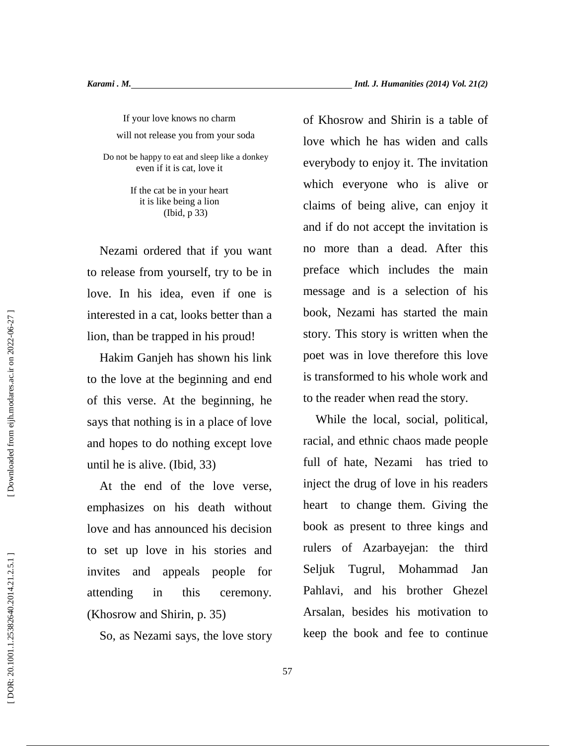If your love knows no charm
will not release you from your soda

Do not be happy to eat and sleep like a donkey
even if it is cat, love it

If the cat be in your heart
it is like being a lion
(Ibid, p 33)

Nezami ordered that if you want to release from yourself, try to be in love. In his idea, even if one is interested in a cat, looks better than a lion, than be trapped in his proud!

Hakim Ganjeh has shown his link to the love at the beginning and end of this verse. At the beginning, he says that nothing is in a place of love and hopes to do nothing except love until he is alive. (Ibid, 33)

At the end of the love verse, emphasizes on his death without love and has announced his decision to set up love in his stories and invites and appeals people for attending in this ceremony. (Khosrow and Shirin, p. 35)

So, as Nezami says, the love story of Khosrow and Shirin is a table of love which he has widen and calls everybody to enjoy it. The invitation which everyone who is alive or claims of being alive, can enjoy it and if do not accept the invitation is no more than a dead. After this preface which includes the main message and is a selection of his book, Nezami has started the main story. This story is written when the poet was in love therefore this love is transformed to his whole work and to the reader when read the story.

While the local, social, political, racial, and ethnic chaos made people full of hate, Nezami has tried to inject the drug of love in his readers heart to change them. Giving the book as present to three kings and rulers of Azarbayejan: the third Seljuk Tugrul, Mohammad Jan Pahlavi, and his brother Ghezel Arsalan, besides his motivation to keep the book and fee to continue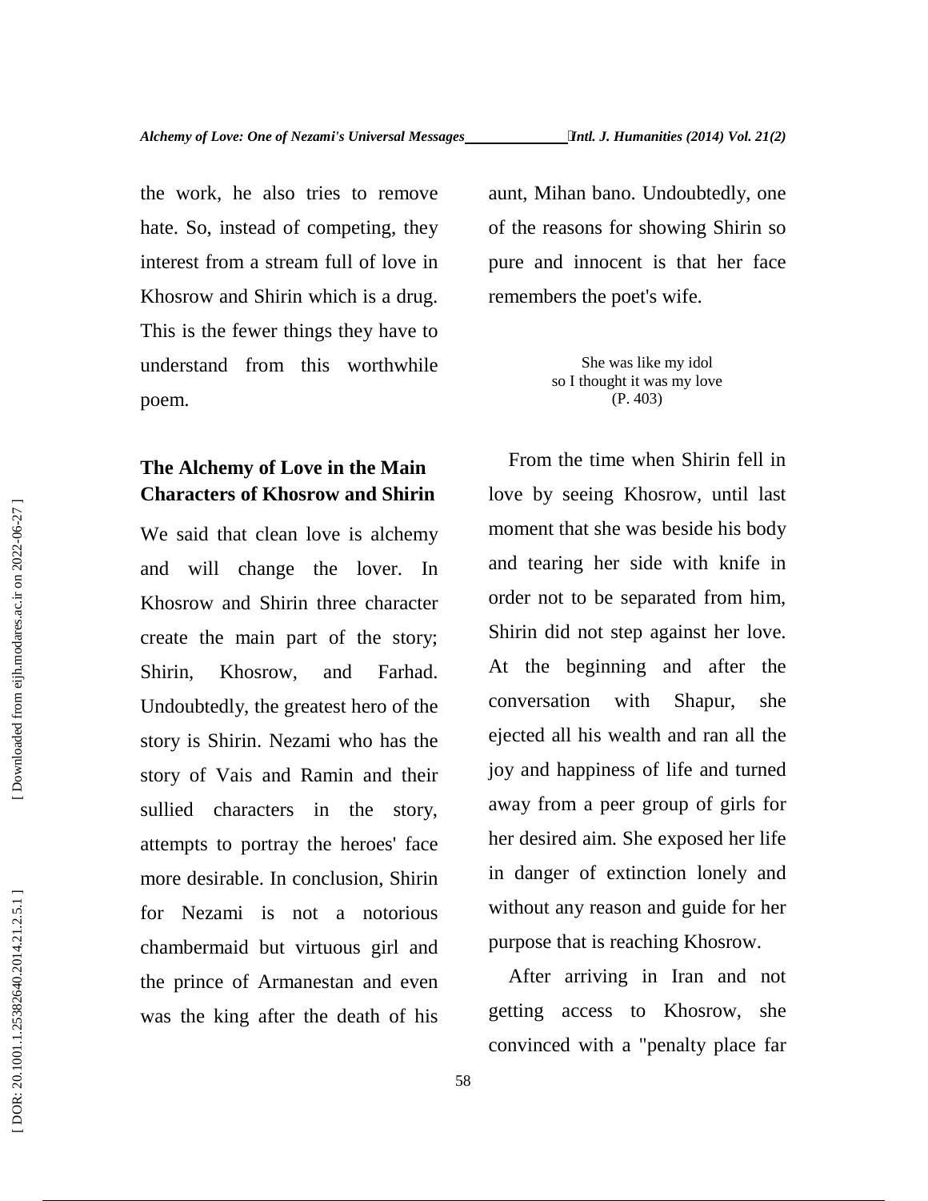the work, he also tries to remove hate. So, instead of competing, they interest from a stream full of love in Khosrow and Shirin which is a drug. This is the fewer things they have to understand from this worthwhile poem.

## The Alchemy of Love in the Main Characters of Khosrow and Shirin

We said that clean love is alchemy and will change the lover. In Khosrow and Shirin three character create the main part of the story; Shirin, Khosrow, and Farhad. Undoubtedly, the greatest hero of the story is Shirin. Nezami who has the story of Vais and Ramin and their sullied characters in the story, attempts to portray the heroes' face more desirable. In conclusion, Shirin for Nezami is not a notorious chambermaid but virtuous girl and the prince of Armanestan and even was the king after the death of his aunt, Mihan bano. Undoubtedly, one of the reasons for showing Shirin so pure and innocent is that her face remembers the poet's wife.

She was like my idol
so I thought it was my love
(P. 403)

From the time when Shirin fell in love by seeing Khosrow, until last moment that she was beside his body and tearing her side with knife in order not to be separated from him, Shirin did not step against her love. At the beginning and after the conversation with Shapur, she ejected all his wealth and ran all the joy and happiness of life and turned away from a peer group of girls for her desired aim. She exposed her life in danger of extinction lonely and without any reason and guide for her purpose that is reaching Khosrow.

After arriving in Iran and not getting access to Khosrow, she convinced with a "penalty place far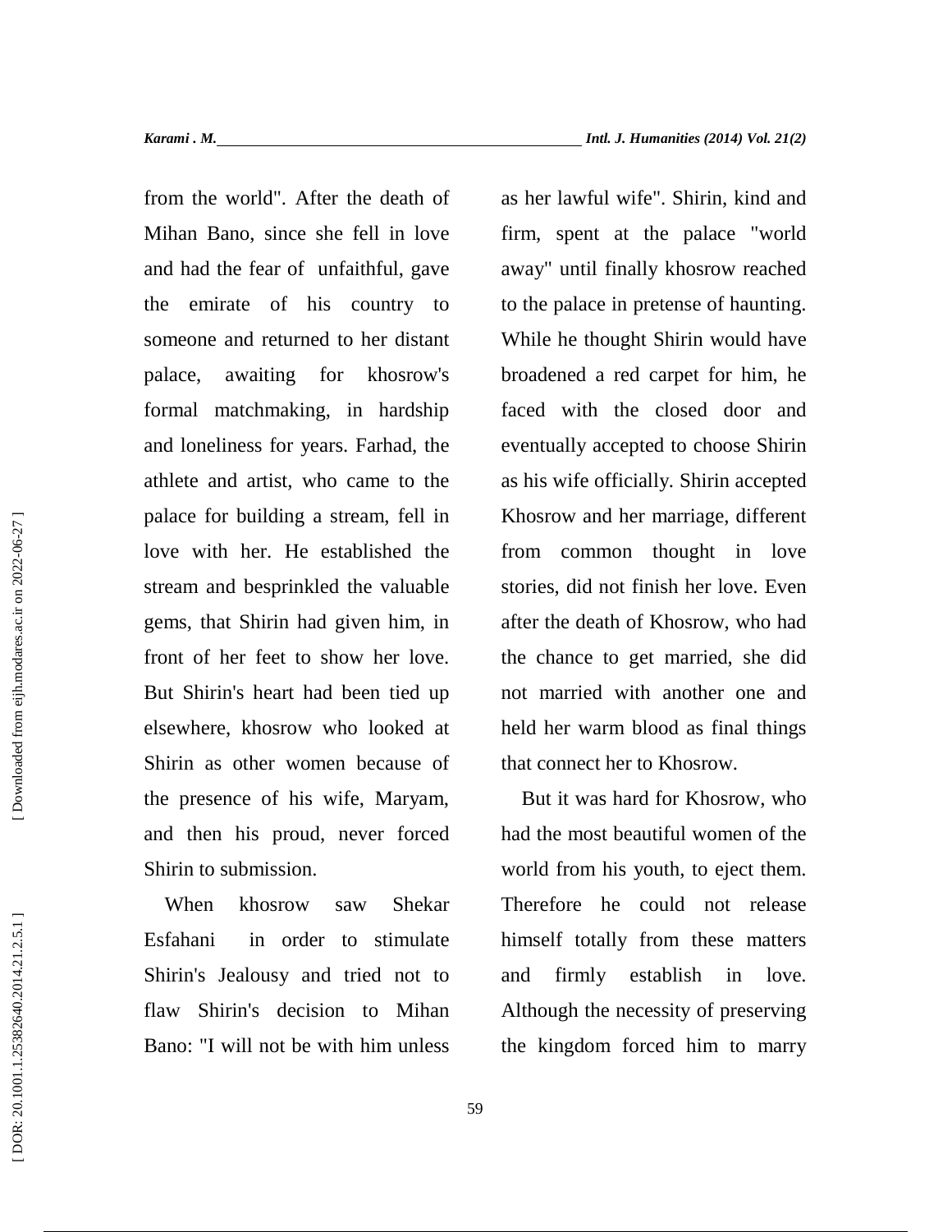from the world". After the death of Mihan Bano, since she fell in love and had the fear of unfaithful, gave the emirate of his country to someone and returned to her distant palace, awaiting for khosrow's formal matchmaking, in hardship and loneliness for years. Farhad, the athlete and artist, who came to the palace for building a stream, fell in love with her. He established the stream and besprinkled the valuable gems, that Shirin had given him, in front of her feet to show her love. But Shirin's heart had been tied up elsewhere, khosrow who looked at Shirin as other women because of the presence of his wife, Maryam, and then his proud, never forced Shirin to submission.

When khosrow saw Shekar Esfahani in order to stimulate Shirin's Jealousy and tried not to flaw Shirin's decision to Mihan Bano: "I will not be with him unless as her lawful wife". Shirin, kind and firm, spent at the palace "world away" until finally khosrow reached to the palace in pretense of haunting. While he thought Shirin would have broadened a red carpet for him, he faced with the closed door and eventually accepted to choose Shirin as his wife officially. Shirin accepted Khosrow and her marriage, different from common thought in love stories, did not finish her love. Even after the death of Khosrow, who had the chance to get married, she did not married with another one and held her warm blood as final things that connect her to Khosrow.

But it was hard for Khosrow, who had the most beautiful women of the world from his youth, to eject them. Therefore he could not release himself totally from these matters and firmly establish in love. Although the necessity of preserving the kingdom forced him to marry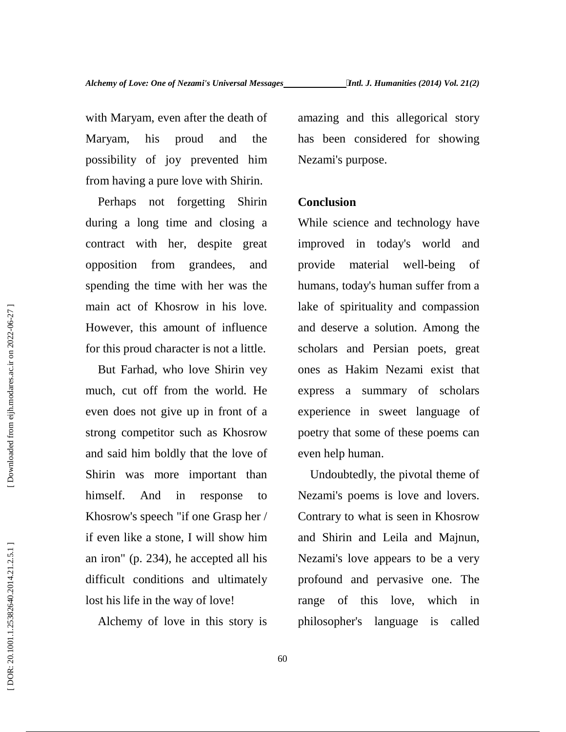with Maryam, even after the death of Maryam, his proud and the possibility of joy prevented him from having a pure love with Shirin.

Perhaps not forgetting Shirin during a long time and closing a contract with her, despite great opposition from grandees, and spending the time with her was the main act of Khosrow in his love. However, this amount of influence for this proud character is not a little.

But Farhad, who love Shirin vey much, cut off from the world. He even does not give up in front of a strong competitor such as Khosrow and said him boldly that the love of Shirin was more important than himself. And in response to Khosrow's speech "if one Grasp her / if even like a stone, I will show him an iron" (p. 234), he accepted all his difficult conditions and ultimately lost his life in the way of love!

Alchemy of love in this story is amazing and this allegorical story has been considered for showing Nezami's purpose.

## Conclusion

While science and technology have improved in today's world and provide material well-being of humans, today's human suffer from a lake of spirituality and compassion and deserve a solution. Among the scholars and Persian poets, great ones as Hakim Nezami exist that express a summary of scholars experience in sweet language of poetry that some of these poems can even help human.

Undoubtedly, the pivotal theme of Nezami's poems is love and lovers. Contrary to what is seen in Khosrow and Shirin and Leila and Majnun, Nezami's love appears to be a very profound and pervasive one. The range of this love, which in philosopher's language is called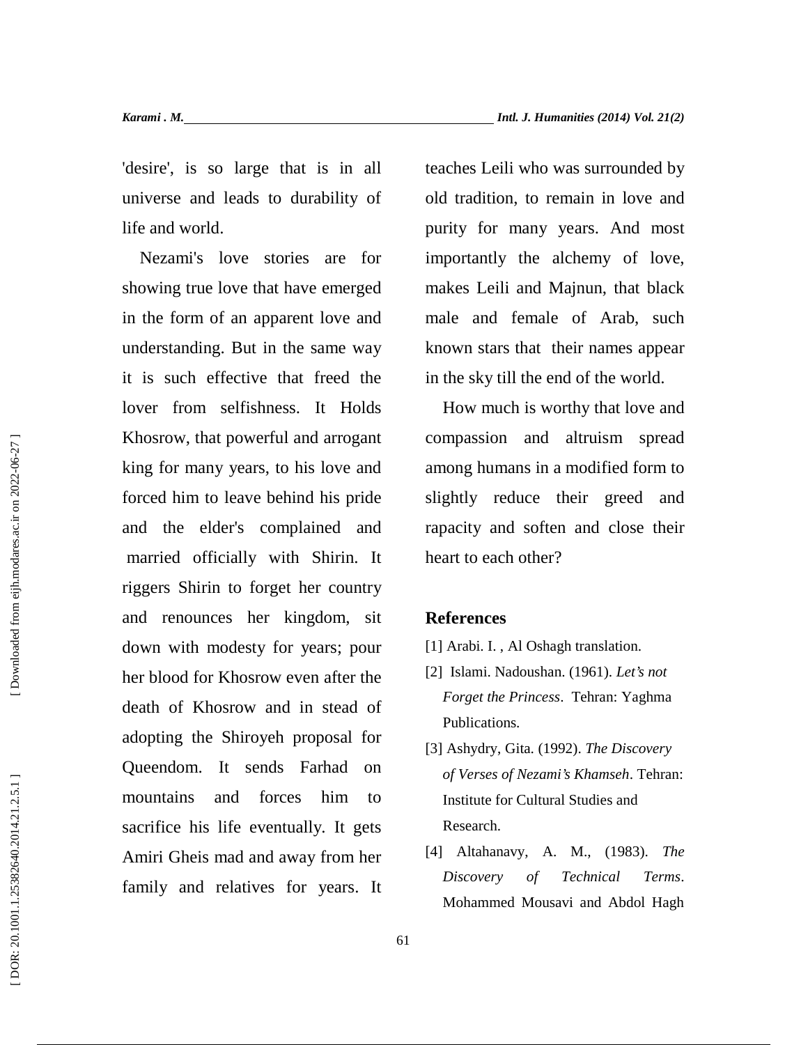'desire', is so large that is in all universe and leads to durability of life and world.

Nezami's love stories are for showing true love that have emerged in the form of an apparent love and understanding. But in the same way it is such effective that freed the lover from selfishness. It Holds Khosrow, that powerful and arrogant king for many years, to his love and forced him to leave behind his pride and the elder's complained and married officially with Shirin. It riggers Shirin to forget her country and renounces her kingdom, sit down with modesty for years; pour her blood for Khosrow even after the death of Khosrow and in stead of adopting the Shiroyeh proposal for Queendom. It sends Farhad on mountains and forces him to sacrifice his life eventually. It gets Amiri Gheis mad and away from her family and relatives for years. It teaches Leili who was surrounded by old tradition, to remain in love and purity for many years. And most importantly the alchemy of love, makes Leili and Majnun, that black male and female of Arab, such known stars that their names appear in the sky till the end of the world.

How much is worthy that love and compassion and altruism spread among humans in a modified form to slightly reduce their greed and rapacity and soften and close their heart to each other?

## References

[1] Arabi. I. , Al Oshagh translation.

[2] Islami. Nadoushan. (1961). *Let's not Forget the Princess*. Tehran: Yaghma Publications.

[3] Ashydry, Gita. (1992). *The Discovery of Verses of Nezami's Khamseh*. Tehran: Institute for Cultural Studies and Research.

[4] Altahanavy, A. M., (1983). *The Discovery of Technical Terms*. Mohammed Mousavi and Abdol Hagh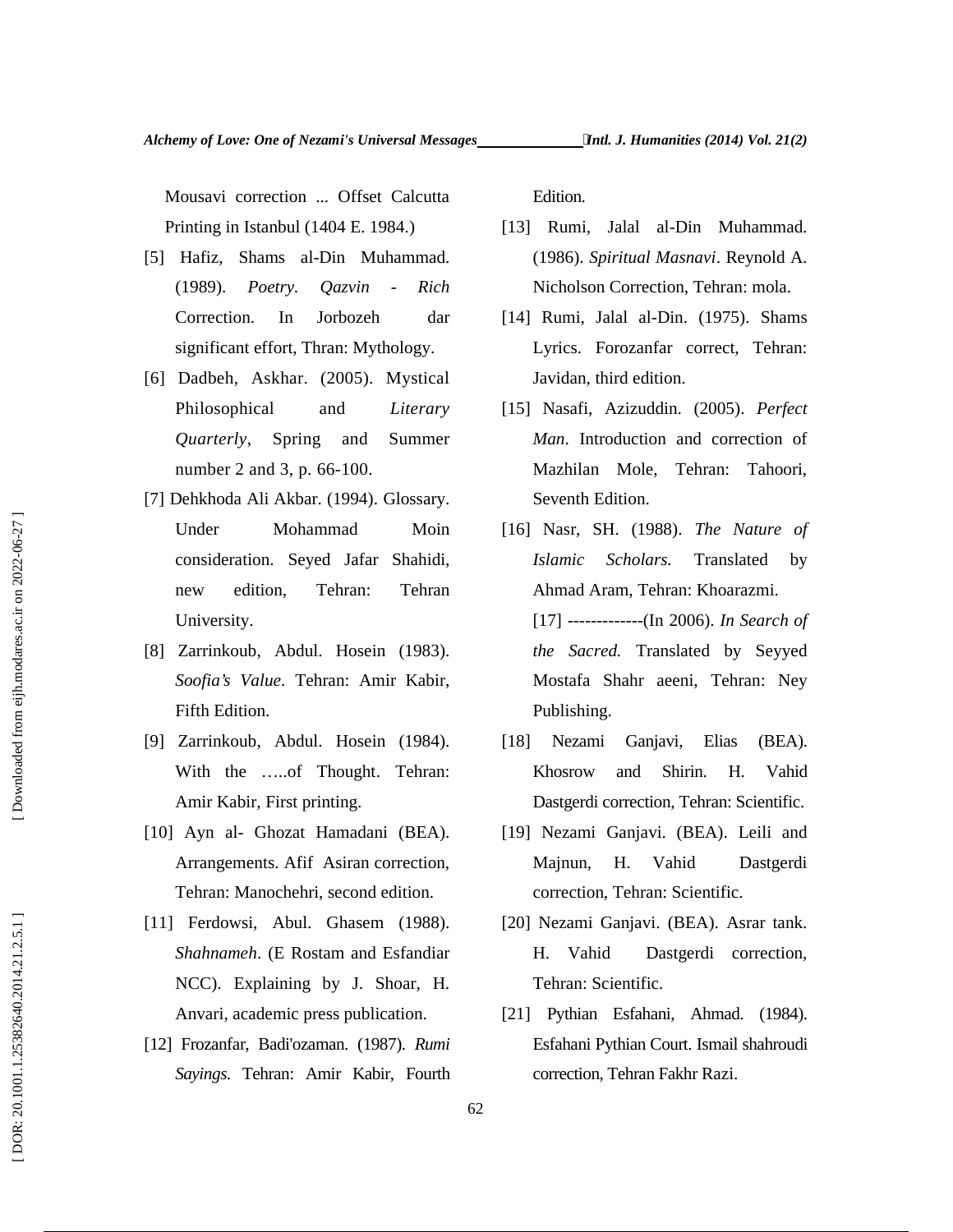Mousavi correction ... Offset Calcutta Printing in Istanbul (1404 E. 1984.)

[5] Hafiz, Shams al-Din Muhammad. (1989). *Poetry*. *Qazvin - Rich* Correction. In Jorbozeh dar significant effort, Thran: Mythology.

[6] Dadbeh, Askhar. (2005). Mystical Philosophical and *Literary Quarterly*, Spring and Summer number 2 and 3, p. 66-100.

[7] Dehkhoda Ali Akbar. (1994). Glossary. Under Mohammad Moin consideration. Seyed Jafar Shahidi, new edition, Tehran: Tehran University.

[8] Zarrinkoub, Abdul. Hosein (1983). *Soofia's Value*. Tehran: Amir Kabir, Fifth Edition.

[9] Zarrinkoub, Abdul. Hosein (1984). With the …..of Thought. Tehran: Amir Kabir, First printing.

[10] Ayn al- Ghozat Hamadani (BEA). Arrangements. Afif Asiran correction, Tehran: Manochehri, second edition.

[11] Ferdowsi, Abul. Ghasem (1988). *Shahnameh*. (E Rostam and Esfandiar NCC). Explaining by J. Shoar, H. Anvari, academic press publication.

[12] Frozanfar, Badi'ozaman. (1987). *Rumi Sayings*. Tehran: Amir Kabir, Fourth Edition.

[13] Rumi, Jalal al-Din Muhammad. (1986). *Spiritual Masnavi*. Reynold A. Nicholson Correction, Tehran: mola.

[14] Rumi, Jalal al-Din. (1975). Shams Lyrics. Forozanfar correct, Tehran: Javidan, third edition.

[15] Nasafi, Azizuddin. (2005). *Perfect Man*. Introduction and correction of Mazhilan Mole, Tehran: Tahoori, Seventh Edition.

[16] Nasr, SH. (1988). *The Nature of Islamic Scholars.* Translated by Ahmad Aram, Tehran: Khoarazmi.

[17] -------------(In 2006). *In Search of the Sacred.* Translated by Seyyed Mostafa Shahr aeeni, Tehran: Ney Publishing.

[18] Nezami Ganjavi, Elias (BEA). Khosrow and Shirin. H. Vahid Dastgerdi correction, Tehran: Scientific.

[19] Nezami Ganjavi. (BEA). Leili and Majnun, H. Vahid Dastgerdi correction, Tehran: Scientific.

[20] Nezami Ganjavi. (BEA). Asrar tank. H. Vahid Dastgerdi correction, Tehran: Scientific.

[21] Pythian Esfahani, Ahmad. (1984). Esfahani Pythian Court. Ismail shahroudi correction, Tehran Fakhr Razi.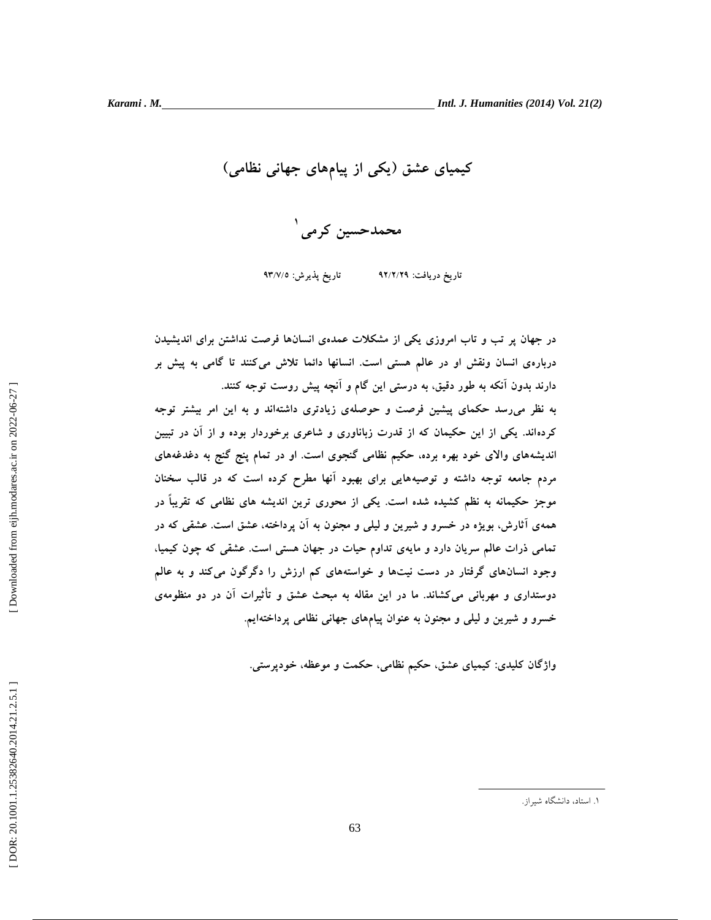# کیمیای عشق (یکی از پیام‌های جهانی نظامی)

## محمدحسین کرمی[1]

تاریخ دریافت: ۹۲/۲/۲۹ تاریخ پذیرش: ۹۳/۷/۵

در جهان پر تب و تاب امروزی یکی از مشکلات عمده‌ی انسان‌ها فرصت نداشتن برای اندیشیدن درباره‌ی انسان ونقش او در عالم هستی است. انسانها دائما تلاش می‌کنند تا گامی به پیش بر دارند بدون آنکه به طور دقیق، به درستی این گام و آنچه پیش روست توجه کنند.

به نظر می‌رسد حکمای پیشین فرصت و حوصله‌ی زیادتری داشته‌اند و به این امر بیشتر توجه کرده‌اند. یکی از این حکیمان که از قدرت زباناوری و شاعری برخوردار بوده و از آن در تبیین اندیشه‌های والای خود بهره برده، حکیم نظامی گنجوی است. او در تمام پنج گنج به دغدغه‌های مردم جامعه توجه داشته و توصیه‌هایی برای بهبود آنها مطرح کرده است که در قالب سخنان موجز حکیمانه به نظم کشیده شده است. یکی از محوری ترین اندیشه های نظامی که تقریباً در همه‌ی آثارش، بویژه در خسرو و شیرین و لیلی و مجنون به آن پرداخته، عشق است. عشقی که در تمامی ذرات عالم سریان دارد و مایه‌ی تداوم حیات در جهان هستی است. عشقی که چون کیمیا، وجود انسان‌های گرفتار در دست نیت‌ها و خواسته‌های کم ارزش را دگرگون می‌کند و به عالم دوستداری و مهربانی می‌کشاند. ما در این مقاله به مبحث عشق و تأثیرات آن در دو منظومه‌ی خسرو و شیرین و لیلی و مجنون به عنوان پیام‌های جهانی نظامی پرداخته‌ایم.

واژگان کلیدی: کیمیای عشق، حکیم نظامی، حکمت و موعظه، خودپرستی.

[1]. استاد، دانشگاه شیراز.